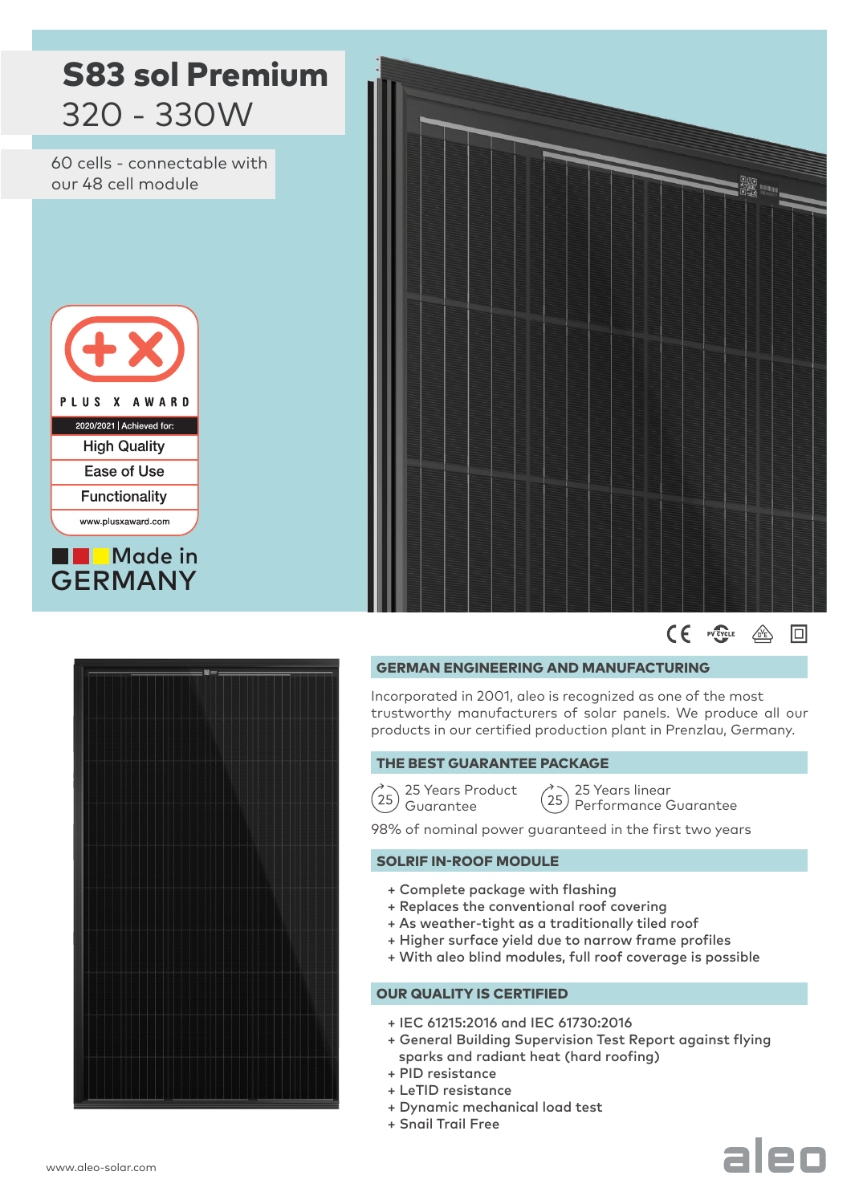# S83 sol Premium
## 320 - 330W

60 cells - connectable with our 48 cell module

PLUS X AWARD

2020/2021 | Achieved for:

- High Quality
- Ease of Use
- Functionality

www.plusxaward.com

Made in GERMANY

## GERMAN ENGINEERING AND MANUFACTURING

Incorporated in 2001, aleo is recognized as one of the most trustworthy manufacturers of solar panels. We produce all our products in our certified production plant in Prenzlau, Germany.

## THE BEST GUARANTEE PACKAGE

25 Years Product Guarantee

25 Years linear Performance Guarantee

98% of nominal power guaranteed in the first two years

## SOLRIF IN-ROOF MODULE

+ Complete package with flashing
+ Replaces the conventional roof covering
+ As weather-tight as a traditionally tiled roof
+ Higher surface yield due to narrow frame profiles
+ With aleo blind modules, full roof coverage is possible

## OUR QUALITY IS CERTIFIED

+ IEC 61215:2016 and IEC 61730:2016
+ General Building Supervision Test Report against flying sparks and radiant heat (hard roofing)
+ PID resistance
+ LeTID resistance
+ Dynamic mechanical load test
+ Snail Trail Free

www.aleo-solar.com

aleo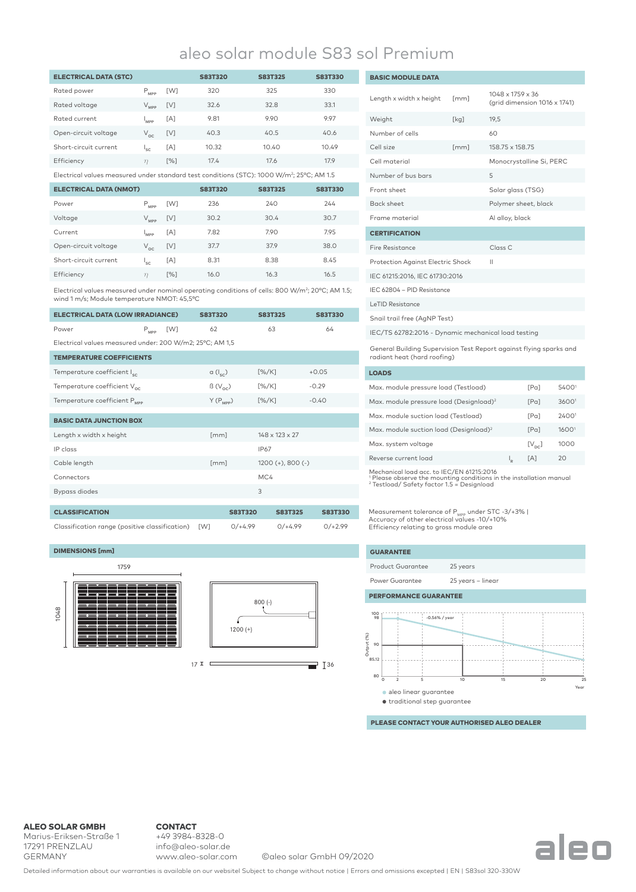# aleo solar module S83 sol Premium

| ELECTRICAL DATA (STC) | | | S83T320 | S83T325 | S83T330 |
|---|---|---|---|---|---|
| Rated power | $P_{MPP}$ | [W] | 320 | 325 | 330 |
| Rated voltage | $V_{MPP}$ | [V] | 32.6 | 32.8 | 33.1 |
| Rated current | $I_{MPP}$ | [A] | 9.81 | 9.90 | 9.97 |
| Open-circuit voltage | $V_{OC}$ | [V] | 40.3 | 40.5 | 40.6 |
| Short-circuit current | $I_{SC}$ | [A] | 10.32 | 10.40 | 10.49 |
| Efficiency | $\eta$ | [%] | 17.4 | 17.6 | 17.9 |

Electrical values measured under standard test conditions (STC): 1000 W/m²; 25°C; AM 1.5

| ELECTRICAL DATA (NMOT) | | | S83T320 | S83T325 | S83T330 |
|---|---|---|---|---|---|
| Power | $P_{MPP}$ | [W] | 236 | 240 | 244 |
| Voltage | $V_{MPP}$ | [V] | 30.2 | 30.4 | 30.7 |
| Current | $I_{MPP}$ | [A] | 7.82 | 7.90 | 7.95 |
| Open-circuit voltage | $V_{OC}$ | [V] | 37.7 | 37.9 | 38.0 |
| Short-circuit current | $I_{SC}$ | [A] | 8.31 | 8.38 | 8.45 |
| Efficiency | $\eta$ | [%] | 16.0 | 16.3 | 16.5 |

Electrical values measured under nominal operating conditions of cells: 800 W/m²; 20°C; AM 1.5; wind 1 m/s; Module temperature NMOT: 45,5°C

| ELECTRICAL DATA (LOW IRRADIANCE) | | | S83T320 | S83T325 | S83T330 |
|---|---|---|---|---|---|
| Power | $P_{MPP}$ | [W] | 62 | 63 | 64 |

Electrical values measured under: 200 W/m2; 25°C; AM 1,5

| TEMPERATURE COEFFICIENTS | | | |
|---|---|---|---|
| Temperature coefficient $I_{SC}$ | $\alpha$ ($I_{SC}$) | [%/K] | +0.05 |
| Temperature coefficient $V_{OC}$ | $\beta$ ($V_{OC}$) | [%/K] | -0.29 |
| Temperature coefficient $P_{MPP}$ | $\gamma$ ($P_{MPP}$) | [%/K] | -0.40 |

| BASIC DATA JUNCTION BOX | | |
|---|---|---|
| Length x width x height | [mm] | 148 x 123 x 27 |
| IP class | | IP67 |
| Cable length | [mm] | 1200 (+), 800 (-) |
| Connectors | | MC4 |
| Bypass diodes | | 3 |

| CLASSIFICATION | | S83T320 | S83T325 | S83T330 |
|---|---|---|---|---|
| Classification range (positive classification) | [W] | 0/+4.99 | 0/+4.99 | 0/+2.99 |

**DIMENSIONS [mm]**

1759

1048

800 (-)

1200 (+)

17

36

| BASIC MODULE DATA | | |
|---|---|---|
| Length x width x height | [mm] | 1048 x 1759 x 36 (grid dimension 1016 x 1741) |
| Weight | [kg] | 19,5 |
| Number of cells | | 60 |
| Cell size | [mm] | 158.75 x 158.75 |
| Cell material | | Monocrystalline Si, PERC |
| Number of bus bars | | 5 |
| Front sheet | | Solar glass (TSG) |
| Back sheet | | Polymer sheet, black |
| Frame material | | Al alloy, black |

| CERTIFICATION | |
|---|---|
| Fire Resistance | Class C |
| Protection Against Electric Shock | II |
| IEC 61215:2016, IEC 61730:2016 | |
| IEC 62804 – PID Resistance | |
| LeTID Resistance | |
| Snail trail free (AgNP Test) | |
| IEC/TS 62782:2016 - Dynamic mechanical load testing | |
| General Building Supervision Test Report against flying sparks and radiant heat (hard roofing) | |

| LOADS | | | |
|---|---|---|---|
| Max. module pressure load (Testload) | | [Pa] | 5400[1] |
| Max. module pressure load (Designload)[2] | | [Pa] | 3600[1] |
| Max. module suction load (Testload) | | [Pa] | 2400[1] |
| Max. module suction load (Designload)[2] | | [Pa] | 1600[1] |
| Max. system voltage | | [$V_{DC}$] | 1000 |
| Reverse current load | $I_R$ | [A] | 20 |

Mechanical load acc. to IEC/EN 61215:2016
[1] Please observe the mounting conditions in the installation manual
[2] Testload/ Safety factor 1.5 = Designload

Measurement tolerance of $P_{MPP}$ under STC -3/+3% |
Accuracy of other electrical values -10/+10%
Efficiency relating to gross module area

| GUARANTEE | |
|---|---|
| Product Guarantee | 25 years |
| Power Guarantee | 25 years – linear |

**PERFORMANCE GUARANTEE**

Output (%)
100
98
90
85.12
80
0 2 5 10 15 20 25
Year
-0.56% / year

- aleo linear guarantee
- traditional step guarantee

**PLEASE CONTACT YOUR AUTHORISED ALEO DEALER**

**ALEO SOLAR GMBH**
Marius-Eriksen-Straße 1
17291 PRENZLAU
GERMANY

**CONTACT**
+49 3984-8328-0
info@aleo-solar.de
www.aleo-solar.com

©aleo solar GmbH 09/2020

aleo

Detailed information about our warranties is available on our websitel Subject to change without notice | Errors and omissions excepted | EN | S83sol 320-330W